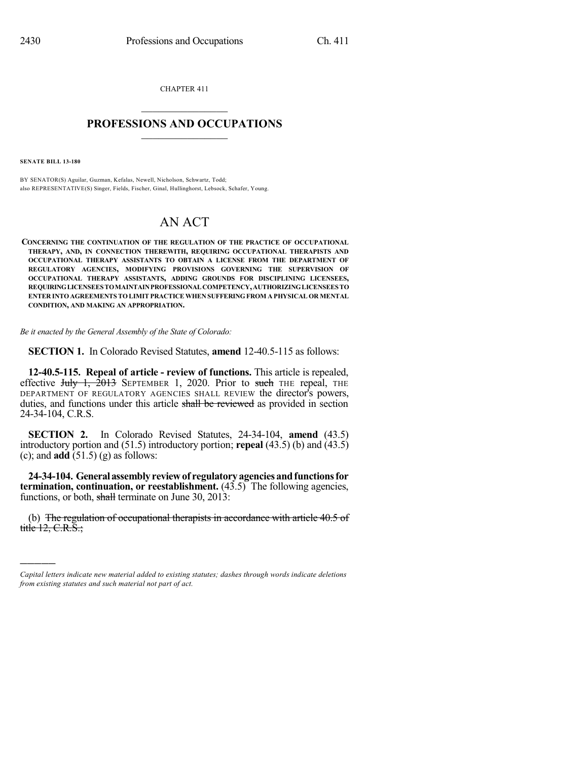CHAPTER 411

## PROFESSIONS AND OCCUPATIONS

**SENATE BILL 13-180**

BY SENATOR(S) Aguilar, Guzman, Kefalas, Newell, Nicholson, Schwartz, Todd;
also REPRESENTATIVE(S) Singer, Fields, Fischer, Ginal, Hullinghorst, Lebsock, Schafer, Young.

# AN ACT

**CONCERNING THE CONTINUATION OF THE REGULATION OF THE PRACTICE OF OCCUPATIONAL THERAPY, AND, IN CONNECTION THEREWITH, REQUIRING OCCUPATIONAL THERAPISTS AND OCCUPATIONAL THERAPY ASSISTANTS TO OBTAIN A LICENSE FROM THE DEPARTMENT OF REGULATORY AGENCIES, MODIFYING PROVISIONS GOVERNING THE SUPERVISION OF OCCUPATIONAL THERAPY ASSISTANTS, ADDING GROUNDS FOR DISCIPLINING LICENSEES, REQUIRING LICENSEES TO MAINTAIN PROFESSIONAL COMPETENCY, AUTHORIZING LICENSEES TO ENTER INTO AGREEMENTS TO LIMIT PRACTICE WHEN SUFFERING FROM A PHYSICAL OR MENTAL CONDITION, AND MAKING AN APPROPRIATION.**

*Be it enacted by the General Assembly of the State of Colorado:*

**SECTION 1.** In Colorado Revised Statutes, **amend** 12-40.5-115 as follows:

**12-40.5-115. Repeal of article - review of functions.** This article is repealed, effective ~~July 1, 2013~~ SEPTEMBER 1, 2020. Prior to ~~such~~ THE repeal, THE DEPARTMENT OF REGULATORY AGENCIES SHALL REVIEW the director's powers, duties, and functions under this article ~~shall be reviewed~~ as provided in section 24-34-104, C.R.S.

**SECTION 2.** In Colorado Revised Statutes, 24-34-104, **amend** (43.5) introductory portion and (51.5) introductory portion; **repeal** (43.5) (b) and (43.5) (c); and **add** (51.5) (g) as follows:

**24-34-104. General assembly review of regulatory agencies and functions for termination, continuation, or reestablishment.** (43.5) The following agencies, functions, or both, ~~shall~~ terminate on June 30, 2013:

(b) ~~The regulation of occupational therapists in accordance with article 40.5 of title 12, C.R.S.;~~

---

*Capital letters indicate new material added to existing statutes; dashes through words indicate deletions from existing statutes and such material not part of act.*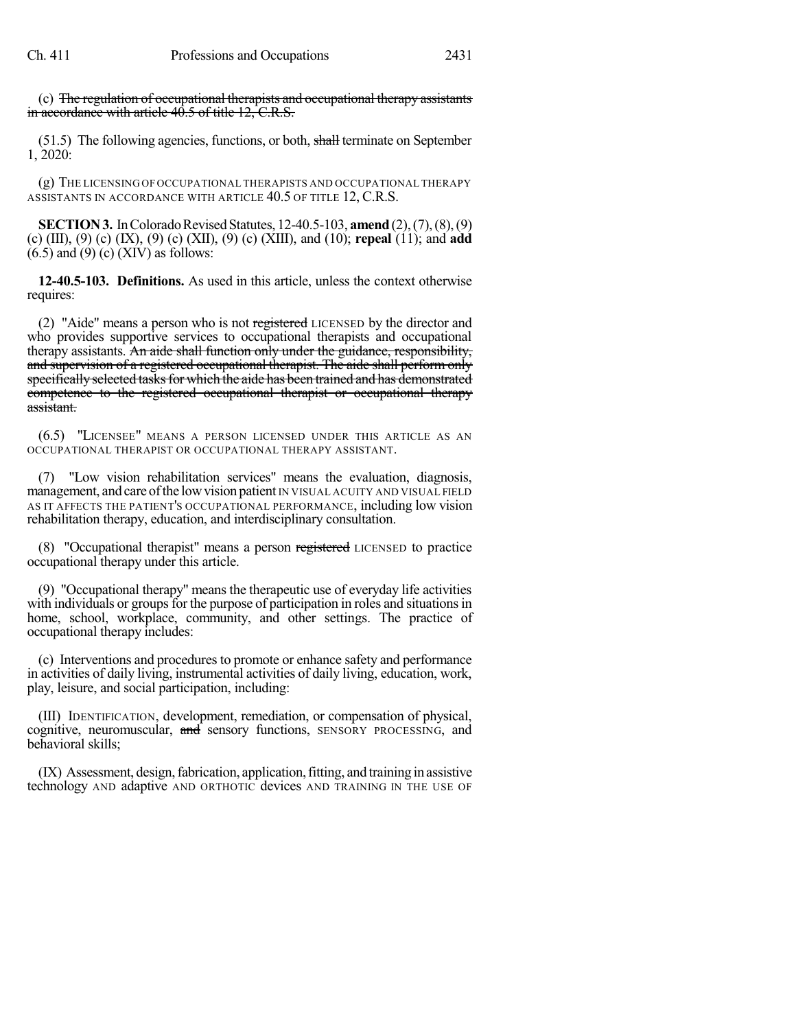(c) ~~The regulation of occupational therapists and occupational therapy assistants in accordance with article 40.5 of title 12, C.R.S.~~

(51.5) The following agencies, functions, or both, ~~shall~~ terminate on September 1, 2020:

(g) THE LICENSING OF OCCUPATIONAL THERAPISTS AND OCCUPATIONAL THERAPY ASSISTANTS IN ACCORDANCE WITH ARTICLE 40.5 OF TITLE 12, C.R.S.

**SECTION 3.** In Colorado Revised Statutes, 12-40.5-103, **amend** (2), (7), (8), (9) (c) (III), (9) (c) (IX), (9) (c) (XII), (9) (c) (XIII), and (10); **repeal** (11); and **add** (6.5) and (9) (c) (XIV) as follows:

**12-40.5-103. Definitions.** As used in this article, unless the context otherwise requires:

(2) "Aide" means a person who is not ~~registered~~ LICENSED by the director and who provides supportive services to occupational therapists and occupational therapy assistants. ~~An aide shall function only under the guidance, responsibility, and supervision of a registered occupational therapist. The aide shall perform only specifically selected tasks for which the aide has been trained and has demonstrated competence to the registered occupational therapist or occupational therapy assistant.~~

(6.5) "LICENSEE" MEANS A PERSON LICENSED UNDER THIS ARTICLE AS AN OCCUPATIONAL THERAPIST OR OCCUPATIONAL THERAPY ASSISTANT.

(7) "Low vision rehabilitation services" means the evaluation, diagnosis, management, and care of the low vision patient IN VISUAL ACUITY AND VISUAL FIELD AS IT AFFECTS THE PATIENT'S OCCUPATIONAL PERFORMANCE, including low vision rehabilitation therapy, education, and interdisciplinary consultation.

(8) "Occupational therapist" means a person ~~registered~~ LICENSED to practice occupational therapy under this article.

(9) "Occupational therapy" means the therapeutic use of everyday life activities with individuals or groups for the purpose of participation in roles and situations in home, school, workplace, community, and other settings. The practice of occupational therapy includes:

(c) Interventions and procedures to promote or enhance safety and performance in activities of daily living, instrumental activities of daily living, education, work, play, leisure, and social participation, including:

(III) IDENTIFICATION, development, remediation, or compensation of physical, cognitive, neuromuscular, ~~and~~ sensory functions, SENSORY PROCESSING, and behavioral skills;

(IX) Assessment, design, fabrication, application, fitting, and training in assistive technology AND adaptive AND ORTHOTIC devices AND TRAINING IN THE USE OF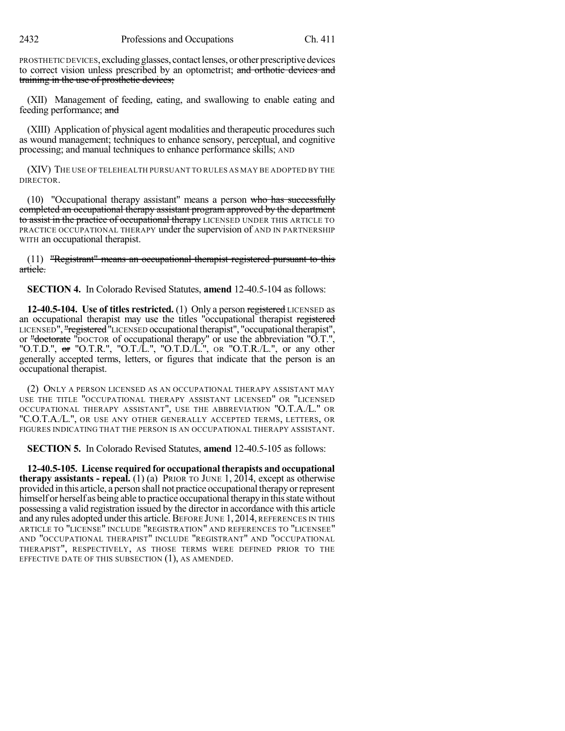PROSTHETIC DEVICES, excluding glasses, contact lenses, or other prescriptive devices to correct vision unless prescribed by an optometrist; ~~and orthotic devices and training in the use of prosthetic devices;~~

(XII) Management of feeding, eating, and swallowing to enable eating and feeding performance; ~~and~~

(XIII) Application of physical agent modalities and therapeutic procedures such as wound management; techniques to enhance sensory, perceptual, and cognitive processing; and manual techniques to enhance performance skills; AND

(XIV) THE USE OF TELEHEALTH PURSUANT TO RULES AS MAY BE ADOPTED BY THE DIRECTOR.

(10) "Occupational therapy assistant" means a person ~~who has successfully completed an occupational therapy assistant program approved by the department to assist in the practice of occupational therapy~~ LICENSED UNDER THIS ARTICLE TO PRACTICE OCCUPATIONAL THERAPY under the supervision of AND IN PARTNERSHIP WITH an occupational therapist.

(11) ~~"Registrant" means an occupational therapist registered pursuant to this article.~~

**SECTION 4.** In Colorado Revised Statutes, **amend** 12-40.5-104 as follows:

**12-40.5-104. Use of titles restricted.** (1) Only a person ~~registered~~ LICENSED as an occupational therapist may use the titles "occupational therapist ~~registered~~ LICENSED", ~~"registered~~ "LICENSED occupational therapist", "occupational therapist", or ~~"doctorate~~ "DOCTOR of occupational therapy" or use the abbreviation "O.T.", "O.T.D.", ~~or~~ "O.T.R.", "O.T./L.", "O.T.D./L.", OR "O.T.R./L.", or any other generally accepted terms, letters, or figures that indicate that the person is an occupational therapist.

(2) ONLY A PERSON LICENSED AS AN OCCUPATIONAL THERAPY ASSISTANT MAY USE THE TITLE "OCCUPATIONAL THERAPY ASSISTANT LICENSED" OR "LICENSED OCCUPATIONAL THERAPY ASSISTANT", USE THE ABBREVIATION "O.T.A./L." OR "C.O.T.A./L.", OR USE ANY OTHER GENERALLY ACCEPTED TERMS, LETTERS, OR FIGURES INDICATING THAT THE PERSON IS AN OCCUPATIONAL THERAPY ASSISTANT.

**SECTION 5.** In Colorado Revised Statutes, **amend** 12-40.5-105 as follows:

**12-40.5-105. License required for occupational therapists and occupational therapy assistants - repeal.** (1) (a) PRIOR TO JUNE 1, 2014, except as otherwise provided in this article, a person shall not practice occupational therapy or represent himself or herself as being able to practice occupational therapy in this state without possessing a valid registration issued by the director in accordance with this article and any rules adopted under this article. BEFORE JUNE 1, 2014, REFERENCES IN THIS ARTICLE TO "LICENSE" INCLUDE "REGISTRATION" AND REFERENCES TO "LICENSEE" AND "OCCUPATIONAL THERAPIST" INCLUDE "REGISTRANT" AND "OCCUPATIONAL THERAPIST", RESPECTIVELY, AS THOSE TERMS WERE DEFINED PRIOR TO THE EFFECTIVE DATE OF THIS SUBSECTION (1), AS AMENDED.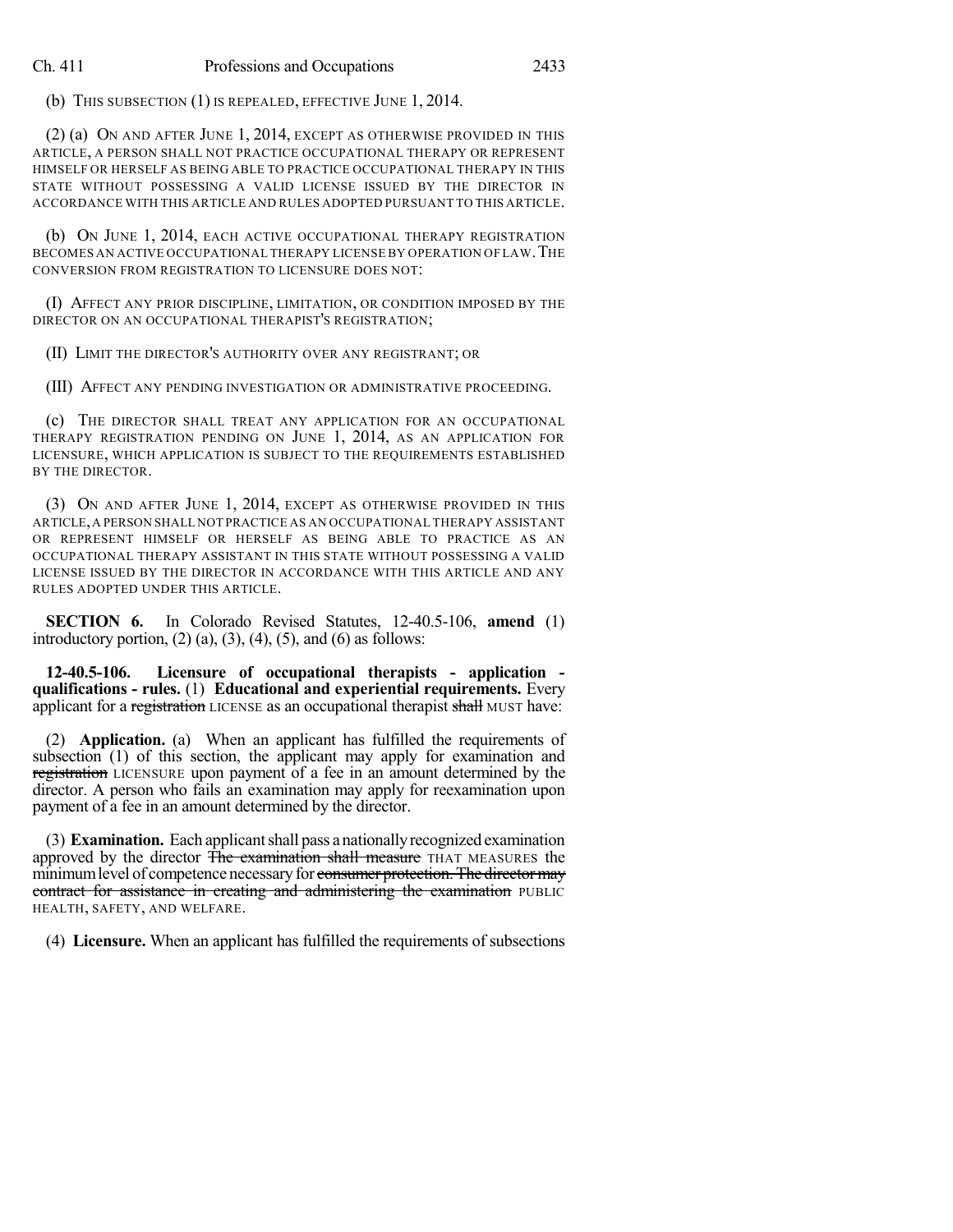(b) THIS SUBSECTION (1) IS REPEALED, EFFECTIVE JUNE 1, 2014.

(2) (a) ON AND AFTER JUNE 1, 2014, EXCEPT AS OTHERWISE PROVIDED IN THIS ARTICLE, A PERSON SHALL NOT PRACTICE OCCUPATIONAL THERAPY OR REPRESENT HIMSELF OR HERSELF AS BEING ABLE TO PRACTICE OCCUPATIONAL THERAPY IN THIS STATE WITHOUT POSSESSING A VALID LICENSE ISSUED BY THE DIRECTOR IN ACCORDANCE WITH THIS ARTICLE AND RULES ADOPTED PURSUANT TO THIS ARTICLE.

(b) ON JUNE 1, 2014, EACH ACTIVE OCCUPATIONAL THERAPY REGISTRATION BECOMES AN ACTIVE OCCUPATIONAL THERAPY LICENSE BY OPERATION OF LAW. THE CONVERSION FROM REGISTRATION TO LICENSURE DOES NOT:

(I) AFFECT ANY PRIOR DISCIPLINE, LIMITATION, OR CONDITION IMPOSED BY THE DIRECTOR ON AN OCCUPATIONAL THERAPIST'S REGISTRATION;

(II) LIMIT THE DIRECTOR'S AUTHORITY OVER ANY REGISTRANT; OR

(III) AFFECT ANY PENDING INVESTIGATION OR ADMINISTRATIVE PROCEEDING.

(c) THE DIRECTOR SHALL TREAT ANY APPLICATION FOR AN OCCUPATIONAL THERAPY REGISTRATION PENDING ON JUNE 1, 2014, AS AN APPLICATION FOR LICENSURE, WHICH APPLICATION IS SUBJECT TO THE REQUIREMENTS ESTABLISHED BY THE DIRECTOR.

(3) ON AND AFTER JUNE 1, 2014, EXCEPT AS OTHERWISE PROVIDED IN THIS ARTICLE, A PERSON SHALL NOT PRACTICE AS AN OCCUPATIONAL THERAPY ASSISTANT OR REPRESENT HIMSELF OR HERSELF AS BEING ABLE TO PRACTICE AS AN OCCUPATIONAL THERAPY ASSISTANT IN THIS STATE WITHOUT POSSESSING A VALID LICENSE ISSUED BY THE DIRECTOR IN ACCORDANCE WITH THIS ARTICLE AND ANY RULES ADOPTED UNDER THIS ARTICLE.

**SECTION 6.** In Colorado Revised Statutes, 12-40.5-106, **amend** (1) introductory portion, (2) (a), (3), (4), (5), and (6) as follows:

**12-40.5-106. Licensure of occupational therapists - application - qualifications - rules.** (1) **Educational and experiential requirements.** Every applicant for a ~~registration~~ LICENSE as an occupational therapist ~~shall~~ MUST have:

(2) **Application.** (a) When an applicant has fulfilled the requirements of subsection (1) of this section, the applicant may apply for examination and ~~registration~~ LICENSURE upon payment of a fee in an amount determined by the director. A person who fails an examination may apply for reexamination upon payment of a fee in an amount determined by the director.

(3) **Examination.** Each applicant shall pass a nationally recognized examination approved by the director ~~The examination shall measure~~ THAT MEASURES the minimum level of competence necessary for ~~consumer protection. The director may contract for assistance in creating and administering the examination~~ PUBLIC HEALTH, SAFETY, AND WELFARE.

(4) **Licensure.** When an applicant has fulfilled the requirements of subsections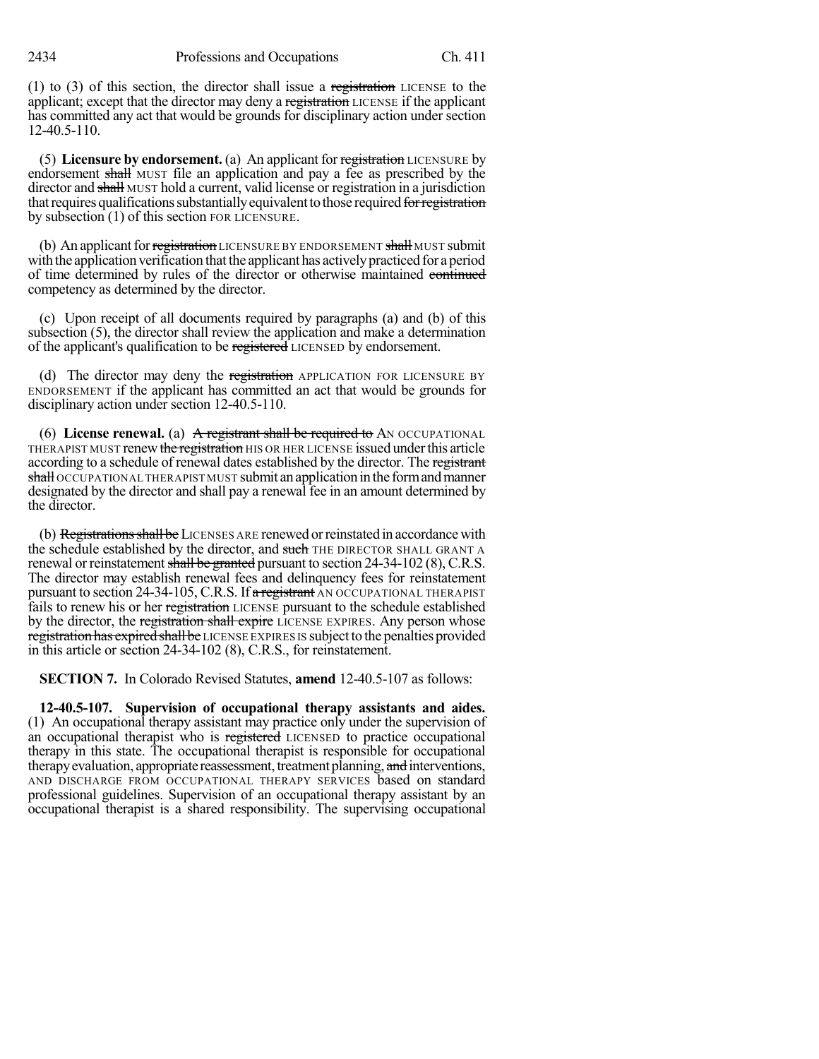(1) to (3) of this section, the director shall issue a ~~registration~~ LICENSE to the applicant; except that the director may deny a ~~registration~~ LICENSE if the applicant has committed any act that would be grounds for disciplinary action under section 12-40.5-110.

(5) **Licensure by endorsement.** (a) An applicant for ~~registration~~ LICENSURE by endorsement ~~shall~~ MUST file an application and pay a fee as prescribed by the director and ~~shall~~ MUST hold a current, valid license or registration in a jurisdiction that requires qualifications substantially equivalent to those required ~~for registration~~ by subsection (1) of this section FOR LICENSURE.

(b) An applicant for ~~registration~~ LICENSURE BY ENDORSEMENT ~~shall~~ MUST submit with the application verification that the applicant has actively practiced for a period of time determined by rules of the director or otherwise maintained ~~continued~~ competency as determined by the director.

(c) Upon receipt of all documents required by paragraphs (a) and (b) of this subsection (5), the director shall review the application and make a determination of the applicant's qualification to be ~~registered~~ LICENSED by endorsement.

(d) The director may deny the ~~registration~~ APPLICATION FOR LICENSURE BY ENDORSEMENT if the applicant has committed an act that would be grounds for disciplinary action under section 12-40.5-110.

(6) **License renewal.** (a) ~~A registrant shall be required to~~ AN OCCUPATIONAL THERAPIST MUST renew ~~the registration~~ HIS OR HER LICENSE issued under this article according to a schedule of renewal dates established by the director. The ~~registrant shall~~ OCCUPATIONAL THERAPIST MUST submit an application in the form and manner designated by the director and shall pay a renewal fee in an amount determined by the director.

(b) ~~Registrations shall be~~ LICENSES ARE renewed or reinstated in accordance with the schedule established by the director, and ~~such~~ THE DIRECTOR SHALL GRANT A renewal or reinstatement ~~shall be granted~~ pursuant to section 24-34-102 (8), C.R.S. The director may establish renewal fees and delinquency fees for reinstatement pursuant to section 24-34-105, C.R.S. If ~~a registrant~~ AN OCCUPATIONAL THERAPIST fails to renew his or her ~~registration~~ LICENSE pursuant to the schedule established by the director, the ~~registration shall expire~~ LICENSE EXPIRES. Any person whose ~~registration has expired shall be~~ LICENSE EXPIRES IS subject to the penalties provided in this article or section 24-34-102 (8), C.R.S., for reinstatement.

**SECTION 7.** In Colorado Revised Statutes, **amend** 12-40.5-107 as follows:

**12-40.5-107. Supervision of occupational therapy assistants and aides.** (1) An occupational therapy assistant may practice only under the supervision of an occupational therapist who is ~~registered~~ LICENSED to practice occupational therapy in this state. The occupational therapist is responsible for occupational therapy evaluation, appropriate reassessment, treatment planning, ~~and~~ interventions, AND DISCHARGE FROM OCCUPATIONAL THERAPY SERVICES based on standard professional guidelines. Supervision of an occupational therapy assistant by an occupational therapist is a shared responsibility. The supervising occupational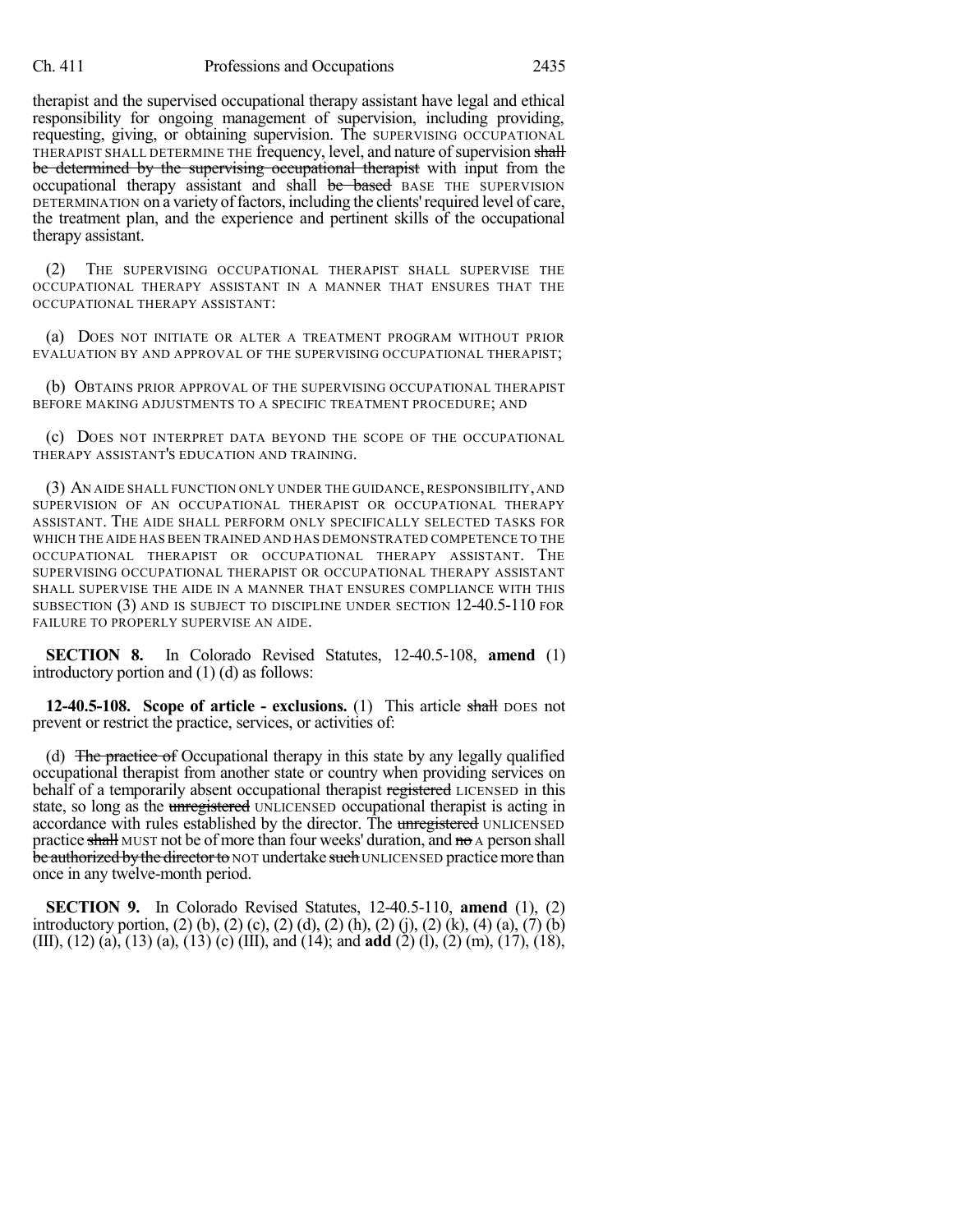therapist and the supervised occupational therapy assistant have legal and ethical responsibility for ongoing management of supervision, including providing, requesting, giving, or obtaining supervision. The SUPERVISING OCCUPATIONAL THERAPIST SHALL DETERMINE THE frequency, level, and nature of supervision ~~shall be determined by the supervising occupational therapist~~ with input from the occupational therapy assistant and shall ~~be based~~ BASE THE SUPERVISION DETERMINATION on a variety of factors, including the clients' required level of care, the treatment plan, and the experience and pertinent skills of the occupational therapy assistant.

(2) THE SUPERVISING OCCUPATIONAL THERAPIST SHALL SUPERVISE THE OCCUPATIONAL THERAPY ASSISTANT IN A MANNER THAT ENSURES THAT THE OCCUPATIONAL THERAPY ASSISTANT:

(a) DOES NOT INITIATE OR ALTER A TREATMENT PROGRAM WITHOUT PRIOR EVALUATION BY AND APPROVAL OF THE SUPERVISING OCCUPATIONAL THERAPIST;

(b) OBTAINS PRIOR APPROVAL OF THE SUPERVISING OCCUPATIONAL THERAPIST BEFORE MAKING ADJUSTMENTS TO A SPECIFIC TREATMENT PROCEDURE; AND

(c) DOES NOT INTERPRET DATA BEYOND THE SCOPE OF THE OCCUPATIONAL THERAPY ASSISTANT'S EDUCATION AND TRAINING.

(3) AN AIDE SHALL FUNCTION ONLY UNDER THE GUIDANCE, RESPONSIBILITY, AND SUPERVISION OF AN OCCUPATIONAL THERAPIST OR OCCUPATIONAL THERAPY ASSISTANT. THE AIDE SHALL PERFORM ONLY SPECIFICALLY SELECTED TASKS FOR WHICH THE AIDE HAS BEEN TRAINED AND HAS DEMONSTRATED COMPETENCE TO THE OCCUPATIONAL THERAPIST OR OCCUPATIONAL THERAPY ASSISTANT. THE SUPERVISING OCCUPATIONAL THERAPIST OR OCCUPATIONAL THERAPY ASSISTANT SHALL SUPERVISE THE AIDE IN A MANNER THAT ENSURES COMPLIANCE WITH THIS SUBSECTION (3) AND IS SUBJECT TO DISCIPLINE UNDER SECTION 12-40.5-110 FOR FAILURE TO PROPERLY SUPERVISE AN AIDE.

**SECTION 8.** In Colorado Revised Statutes, 12-40.5-108, **amend** (1) introductory portion and (1) (d) as follows:

**12-40.5-108. Scope of article - exclusions.** (1) This article ~~shall~~ DOES not prevent or restrict the practice, services, or activities of:

(d) ~~The practice of~~ Occupational therapy in this state by any legally qualified occupational therapist from another state or country when providing services on behalf of a temporarily absent occupational therapist ~~registered~~ LICENSED in this state, so long as the ~~unregistered~~ UNLICENSED occupational therapist is acting in accordance with rules established by the director. The ~~unregistered~~ UNLICENSED practice ~~shall~~ MUST not be of more than four weeks' duration, and ~~no~~ A person shall ~~be authorized by the director to~~ NOT undertake ~~such~~ UNLICENSED practice more than once in any twelve-month period.

**SECTION 9.** In Colorado Revised Statutes, 12-40.5-110, **amend** (1), (2) introductory portion, (2) (b), (2) (c), (2) (d), (2) (h), (2) (j), (2) (k), (4) (a), (7) (b) (III), (12) (a), (13) (a), (13) (c) (III), and (14); and **add** (2) (l), (2) (m), (17), (18),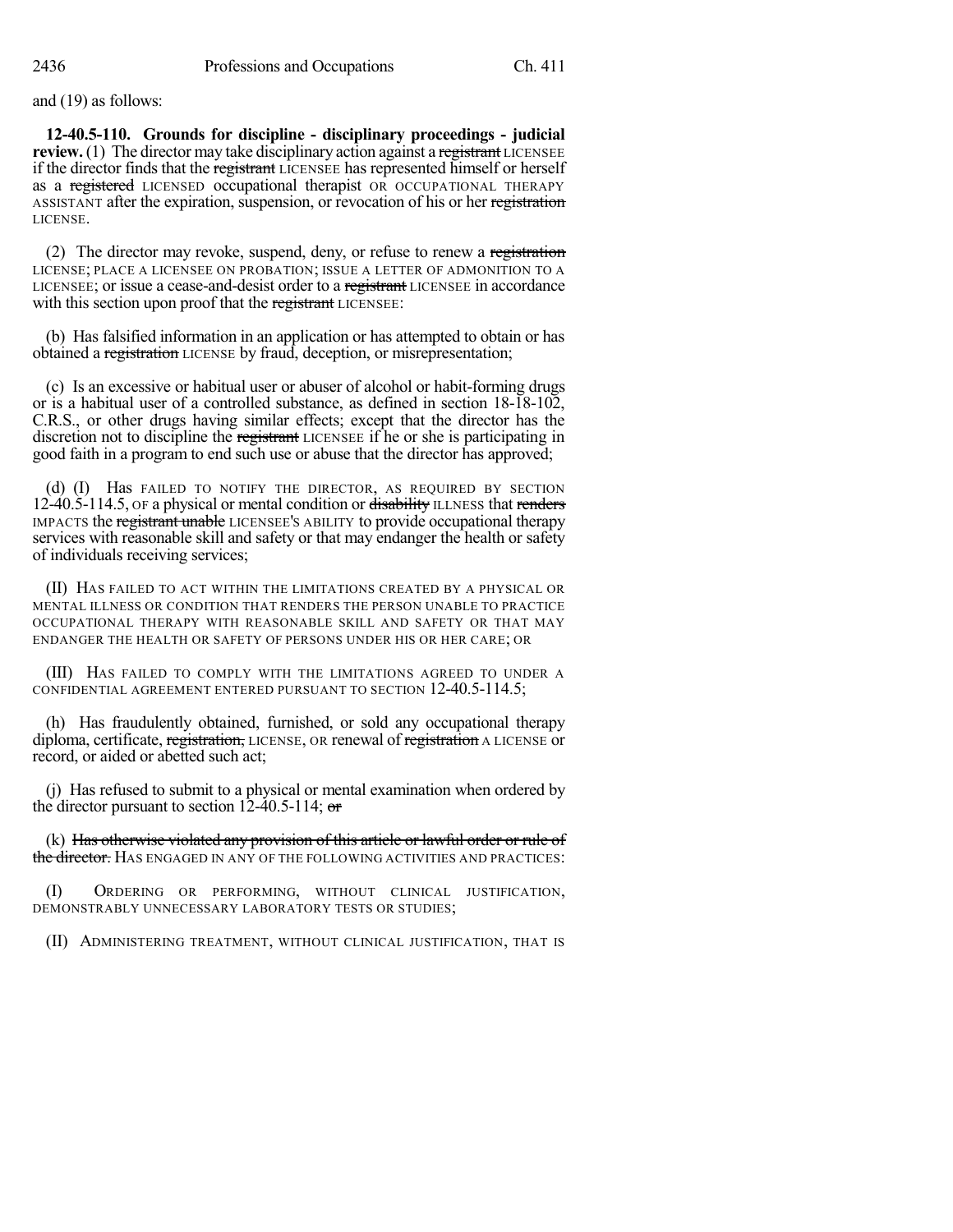and (19) as follows:

**12-40.5-110. Grounds for discipline - disciplinary proceedings - judicial review.** (1) The director may take disciplinary action against a ~~registrant~~ LICENSEE if the director finds that the ~~registrant~~ LICENSEE has represented himself or herself as a ~~registered~~ LICENSED occupational therapist OR OCCUPATIONAL THERAPY ASSISTANT after the expiration, suspension, or revocation of his or her ~~registration~~ LICENSE.

(2) The director may revoke, suspend, deny, or refuse to renew a ~~registration~~ LICENSE; PLACE A LICENSEE ON PROBATION; ISSUE A LETTER OF ADMONITION TO A LICENSEE; or issue a cease-and-desist order to a ~~registrant~~ LICENSEE in accordance with this section upon proof that the ~~registrant~~ LICENSEE:

(b) Has falsified information in an application or has attempted to obtain or has obtained a ~~registration~~ LICENSE by fraud, deception, or misrepresentation;

(c) Is an excessive or habitual user or abuser of alcohol or habit-forming drugs or is a habitual user of a controlled substance, as defined in section 18-18-102, C.R.S., or other drugs having similar effects; except that the director has the discretion not to discipline the ~~registrant~~ LICENSEE if he or she is participating in good faith in a program to end such use or abuse that the director has approved;

(d) (I) Has FAILED TO NOTIFY THE DIRECTOR, AS REQUIRED BY SECTION 12-40.5-114.5, OF a physical or mental condition or ~~disability~~ ILLNESS that ~~renders~~ IMPACTS the ~~registrant unable~~ LICENSEE'S ABILITY to provide occupational therapy services with reasonable skill and safety or that may endanger the health or safety of individuals receiving services;

(II) HAS FAILED TO ACT WITHIN THE LIMITATIONS CREATED BY A PHYSICAL OR MENTAL ILLNESS OR CONDITION THAT RENDERS THE PERSON UNABLE TO PRACTICE OCCUPATIONAL THERAPY WITH REASONABLE SKILL AND SAFETY OR THAT MAY ENDANGER THE HEALTH OR SAFETY OF PERSONS UNDER HIS OR HER CARE; OR

(III) HAS FAILED TO COMPLY WITH THE LIMITATIONS AGREED TO UNDER A CONFIDENTIAL AGREEMENT ENTERED PURSUANT TO SECTION 12-40.5-114.5;

(h) Has fraudulently obtained, furnished, or sold any occupational therapy diploma, certificate, ~~registration,~~ LICENSE, OR renewal of ~~registration~~ A LICENSE or record, or aided or abetted such act;

(j) Has refused to submit to a physical or mental examination when ordered by the director pursuant to section 12-40.5-114; ~~or~~

(k) ~~Has otherwise violated any provision of this article or lawful order or rule of the director.~~ HAS ENGAGED IN ANY OF THE FOLLOWING ACTIVITIES AND PRACTICES:

(I) ORDERING OR PERFORMING, WITHOUT CLINICAL JUSTIFICATION, DEMONSTRABLY UNNECESSARY LABORATORY TESTS OR STUDIES;

(II) ADMINISTERING TREATMENT, WITHOUT CLINICAL JUSTIFICATION, THAT IS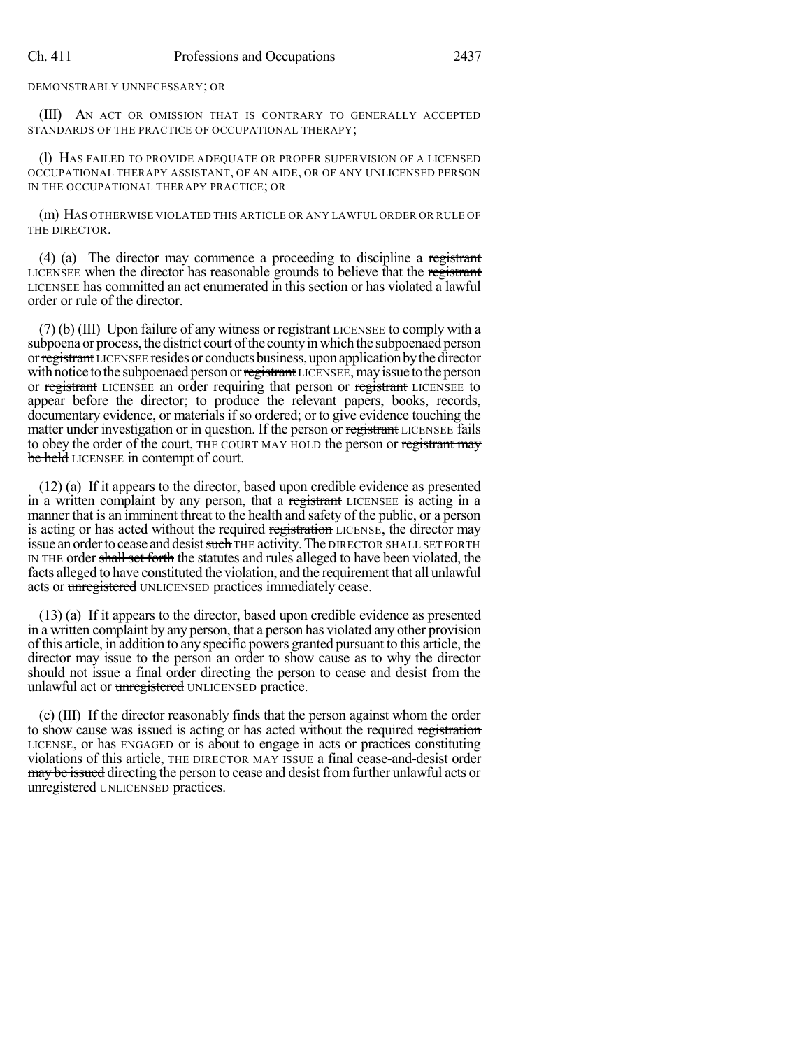DEMONSTRABLY UNNECESSARY; OR

(III) AN ACT OR OMISSION THAT IS CONTRARY TO GENERALLY ACCEPTED STANDARDS OF THE PRACTICE OF OCCUPATIONAL THERAPY;

(l) HAS FAILED TO PROVIDE ADEQUATE OR PROPER SUPERVISION OF A LICENSED OCCUPATIONAL THERAPY ASSISTANT, OF AN AIDE, OR OF ANY UNLICENSED PERSON IN THE OCCUPATIONAL THERAPY PRACTICE; OR

(m) HAS OTHERWISE VIOLATED THIS ARTICLE OR ANY LAWFUL ORDER OR RULE OF THE DIRECTOR.

(4) (a) The director may commence a proceeding to discipline a ~~registrant~~ LICENSEE when the director has reasonable grounds to believe that the ~~registrant~~ LICENSEE has committed an act enumerated in this section or has violated a lawful order or rule of the director.

(7) (b) (III) Upon failure of any witness or ~~registrant~~ LICENSEE to comply with a subpoena or process, the district court of the county in which the subpoenaed person or ~~registrant~~ LICENSEE resides or conducts business, upon application by the director with notice to the subpoenaed person or ~~registrant~~ LICENSEE, may issue to the person or ~~registrant~~ LICENSEE an order requiring that person or ~~registrant~~ LICENSEE to appear before the director; to produce the relevant papers, books, records, documentary evidence, or materials if so ordered; or to give evidence touching the matter under investigation or in question. If the person or ~~registrant~~ LICENSEE fails to obey the order of the court, THE COURT MAY HOLD the person or ~~registrant may be held~~ LICENSEE in contempt of court.

(12) (a) If it appears to the director, based upon credible evidence as presented in a written complaint by any person, that a ~~registrant~~ LICENSEE is acting in a manner that is an imminent threat to the health and safety of the public, or a person is acting or has acted without the required ~~registration~~ LICENSE, the director may issue an order to cease and desist ~~such~~ THE activity. The DIRECTOR SHALL SET FORTH IN THE order ~~shall set forth~~ the statutes and rules alleged to have been violated, the facts alleged to have constituted the violation, and the requirement that all unlawful acts or ~~unregistered~~ UNLICENSED practices immediately cease.

(13) (a) If it appears to the director, based upon credible evidence as presented in a written complaint by any person, that a person has violated any other provision of this article, in addition to any specific powers granted pursuant to this article, the director may issue to the person an order to show cause as to why the director should not issue a final order directing the person to cease and desist from the unlawful act or ~~unregistered~~ UNLICENSED practice.

(c) (III) If the director reasonably finds that the person against whom the order to show cause was issued is acting or has acted without the required ~~registration~~ LICENSE, or has ENGAGED or is about to engage in acts or practices constituting violations of this article, THE DIRECTOR MAY ISSUE a final cease-and-desist order ~~may be issued~~ directing the person to cease and desist from further unlawful acts or ~~unregistered~~ UNLICENSED practices.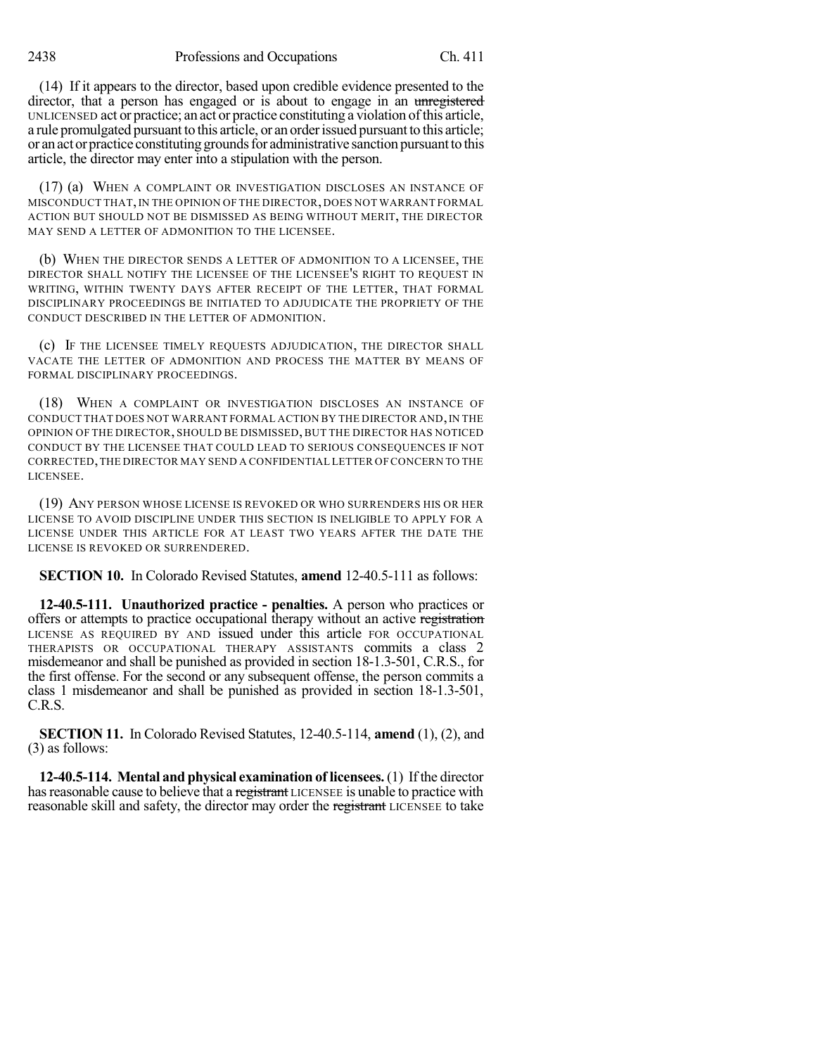(14) If it appears to the director, based upon credible evidence presented to the director, that a person has engaged or is about to engage in an ~~unregistered~~ UNLICENSED act or practice; an act or practice constituting a violation of this article, a rule promulgated pursuant to this article, or an order issued pursuant to this article; or an act or practice constituting grounds for administrative sanction pursuant to this article, the director may enter into a stipulation with the person.

(17) (a) WHEN A COMPLAINT OR INVESTIGATION DISCLOSES AN INSTANCE OF MISCONDUCT THAT, IN THE OPINION OF THE DIRECTOR, DOES NOT WARRANT FORMAL ACTION BUT SHOULD NOT BE DISMISSED AS BEING WITHOUT MERIT, THE DIRECTOR MAY SEND A LETTER OF ADMONITION TO THE LICENSEE.

(b) WHEN THE DIRECTOR SENDS A LETTER OF ADMONITION TO A LICENSEE, THE DIRECTOR SHALL NOTIFY THE LICENSEE OF THE LICENSEE'S RIGHT TO REQUEST IN WRITING, WITHIN TWENTY DAYS AFTER RECEIPT OF THE LETTER, THAT FORMAL DISCIPLINARY PROCEEDINGS BE INITIATED TO ADJUDICATE THE PROPRIETY OF THE CONDUCT DESCRIBED IN THE LETTER OF ADMONITION.

(c) IF THE LICENSEE TIMELY REQUESTS ADJUDICATION, THE DIRECTOR SHALL VACATE THE LETTER OF ADMONITION AND PROCESS THE MATTER BY MEANS OF FORMAL DISCIPLINARY PROCEEDINGS.

(18) WHEN A COMPLAINT OR INVESTIGATION DISCLOSES AN INSTANCE OF CONDUCT THAT DOES NOT WARRANT FORMAL ACTION BY THE DIRECTOR AND, IN THE OPINION OF THE DIRECTOR, SHOULD BE DISMISSED, BUT THE DIRECTOR HAS NOTICED CONDUCT BY THE LICENSEE THAT COULD LEAD TO SERIOUS CONSEQUENCES IF NOT CORRECTED, THE DIRECTOR MAY SEND A CONFIDENTIAL LETTER OF CONCERN TO THE LICENSEE.

(19) ANY PERSON WHOSE LICENSE IS REVOKED OR WHO SURRENDERS HIS OR HER LICENSE TO AVOID DISCIPLINE UNDER THIS SECTION IS INELIGIBLE TO APPLY FOR A LICENSE UNDER THIS ARTICLE FOR AT LEAST TWO YEARS AFTER THE DATE THE LICENSE IS REVOKED OR SURRENDERED.

**SECTION 10.** In Colorado Revised Statutes, **amend** 12-40.5-111 as follows:

**12-40.5-111. Unauthorized practice - penalties.** A person who practices or offers or attempts to practice occupational therapy without an active ~~registration~~ LICENSE AS REQUIRED BY AND issued under this article FOR OCCUPATIONAL THERAPISTS OR OCCUPATIONAL THERAPY ASSISTANTS commits a class 2 misdemeanor and shall be punished as provided in section 18-1.3-501, C.R.S., for the first offense. For the second or any subsequent offense, the person commits a class 1 misdemeanor and shall be punished as provided in section 18-1.3-501, C.R.S.

**SECTION 11.** In Colorado Revised Statutes, 12-40.5-114, **amend** (1), (2), and (3) as follows:

**12-40.5-114. Mental and physical examination of licensees.** (1) If the director has reasonable cause to believe that a ~~registrant~~ LICENSEE is unable to practice with reasonable skill and safety, the director may order the ~~registrant~~ LICENSEE to take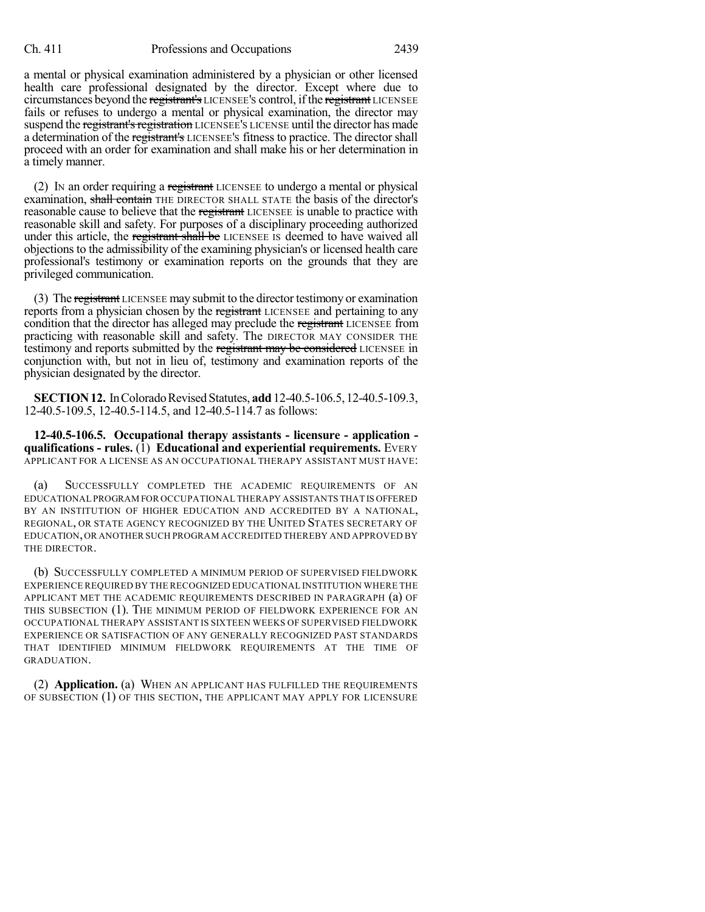a mental or physical examination administered by a physician or other licensed health care professional designated by the director. Except where due to circumstances beyond the ~~registrant's~~ LICENSEE'S control, if the ~~registrant~~ LICENSEE fails or refuses to undergo a mental or physical examination, the director may suspend the ~~registrant's registration~~ LICENSEE'S LICENSE until the director has made a determination of the ~~registrant's~~ LICENSEE'S fitness to practice. The director shall proceed with an order for examination and shall make his or her determination in a timely manner.

(2) IN an order requiring a ~~registrant~~ LICENSEE to undergo a mental or physical examination, ~~shall contain~~ THE DIRECTOR SHALL STATE the basis of the director's reasonable cause to believe that the ~~registrant~~ LICENSEE is unable to practice with reasonable skill and safety. For purposes of a disciplinary proceeding authorized under this article, the ~~registrant shall be~~ LICENSEE IS deemed to have waived all objections to the admissibility of the examining physician's or licensed health care professional's testimony or examination reports on the grounds that they are privileged communication.

(3) The ~~registrant~~ LICENSEE may submit to the director testimony or examination reports from a physician chosen by the ~~registrant~~ LICENSEE and pertaining to any condition that the director has alleged may preclude the ~~registrant~~ LICENSEE from practicing with reasonable skill and safety. The DIRECTOR MAY CONSIDER THE testimony and reports submitted by the ~~registrant may be considered~~ LICENSEE in conjunction with, but not in lieu of, testimony and examination reports of the physician designated by the director.

**SECTION 12.** In Colorado Revised Statutes, **add** 12-40.5-106.5, 12-40.5-109.3, 12-40.5-109.5, 12-40.5-114.5, and 12-40.5-114.7 as follows:

**12-40.5-106.5. Occupational therapy assistants - licensure - application - qualifications - rules.** (1) **Educational and experiential requirements.** EVERY APPLICANT FOR A LICENSE AS AN OCCUPATIONAL THERAPY ASSISTANT MUST HAVE:

(a) SUCCESSFULLY COMPLETED THE ACADEMIC REQUIREMENTS OF AN EDUCATIONAL PROGRAM FOR OCCUPATIONAL THERAPY ASSISTANTS THAT IS OFFERED BY AN INSTITUTION OF HIGHER EDUCATION AND ACCREDITED BY A NATIONAL, REGIONAL, OR STATE AGENCY RECOGNIZED BY THE UNITED STATES SECRETARY OF EDUCATION, OR ANOTHER SUCH PROGRAM ACCREDITED THEREBY AND APPROVED BY THE DIRECTOR.

(b) SUCCESSFULLY COMPLETED A MINIMUM PERIOD OF SUPERVISED FIELDWORK EXPERIENCE REQUIRED BY THE RECOGNIZED EDUCATIONAL INSTITUTION WHERE THE APPLICANT MET THE ACADEMIC REQUIREMENTS DESCRIBED IN PARAGRAPH (a) OF THIS SUBSECTION (1). THE MINIMUM PERIOD OF FIELDWORK EXPERIENCE FOR AN OCCUPATIONAL THERAPY ASSISTANT IS SIXTEEN WEEKS OF SUPERVISED FIELDWORK EXPERIENCE OR SATISFACTION OF ANY GENERALLY RECOGNIZED PAST STANDARDS THAT IDENTIFIED MINIMUM FIELDWORK REQUIREMENTS AT THE TIME OF GRADUATION.

(2) **Application.** (a) WHEN AN APPLICANT HAS FULFILLED THE REQUIREMENTS OF SUBSECTION (1) OF THIS SECTION, THE APPLICANT MAY APPLY FOR LICENSURE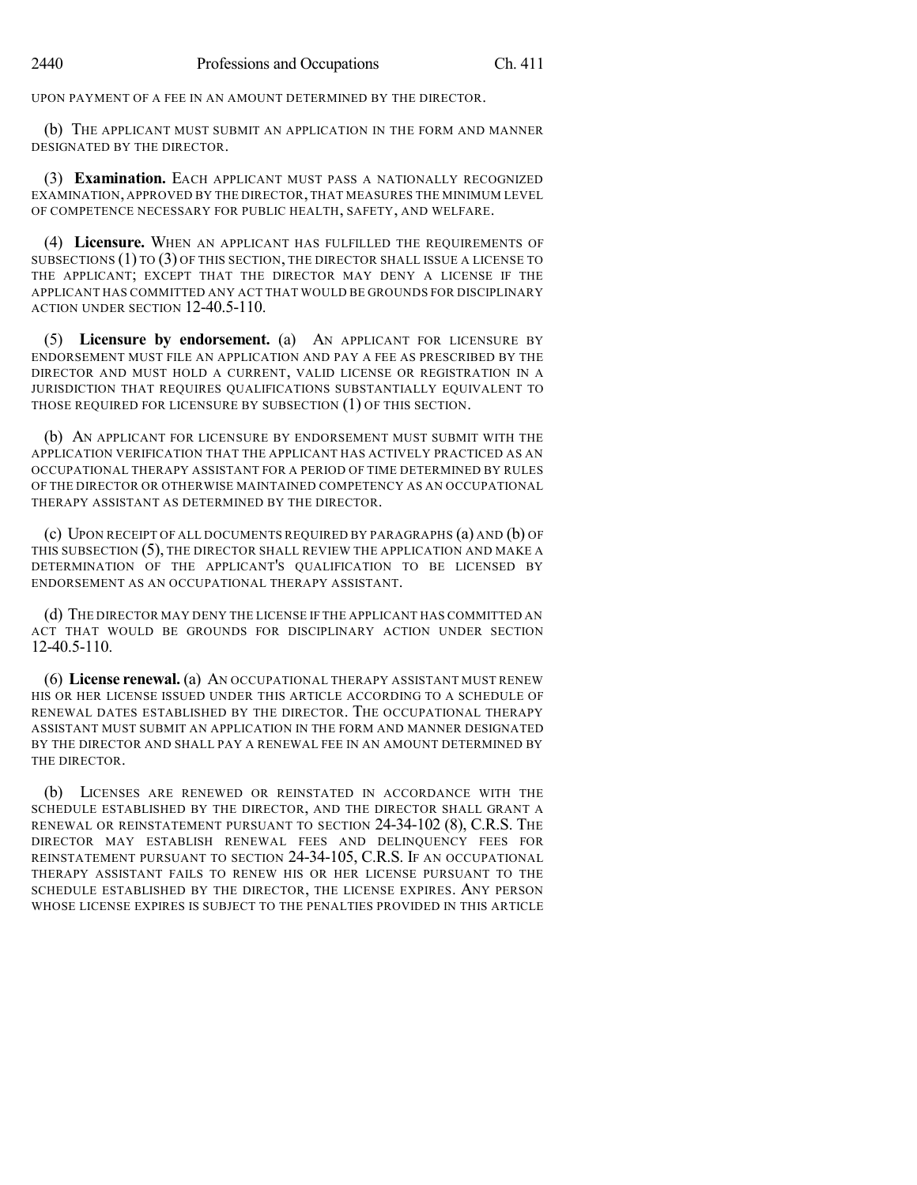UPON PAYMENT OF A FEE IN AN AMOUNT DETERMINED BY THE DIRECTOR.

(b) THE APPLICANT MUST SUBMIT AN APPLICATION IN THE FORM AND MANNER DESIGNATED BY THE DIRECTOR.

(3) **Examination.** EACH APPLICANT MUST PASS A NATIONALLY RECOGNIZED EXAMINATION, APPROVED BY THE DIRECTOR, THAT MEASURES THE MINIMUM LEVEL OF COMPETENCE NECESSARY FOR PUBLIC HEALTH, SAFETY, AND WELFARE.

(4) **Licensure.** WHEN AN APPLICANT HAS FULFILLED THE REQUIREMENTS OF SUBSECTIONS (1) TO (3) OF THIS SECTION, THE DIRECTOR SHALL ISSUE A LICENSE TO THE APPLICANT; EXCEPT THAT THE DIRECTOR MAY DENY A LICENSE IF THE APPLICANT HAS COMMITTED ANY ACT THAT WOULD BE GROUNDS FOR DISCIPLINARY ACTION UNDER SECTION 12-40.5-110.

(5) **Licensure by endorsement.** (a) AN APPLICANT FOR LICENSURE BY ENDORSEMENT MUST FILE AN APPLICATION AND PAY A FEE AS PRESCRIBED BY THE DIRECTOR AND MUST HOLD A CURRENT, VALID LICENSE OR REGISTRATION IN A JURISDICTION THAT REQUIRES QUALIFICATIONS SUBSTANTIALLY EQUIVALENT TO THOSE REQUIRED FOR LICENSURE BY SUBSECTION (1) OF THIS SECTION.

(b) AN APPLICANT FOR LICENSURE BY ENDORSEMENT MUST SUBMIT WITH THE APPLICATION VERIFICATION THAT THE APPLICANT HAS ACTIVELY PRACTICED AS AN OCCUPATIONAL THERAPY ASSISTANT FOR A PERIOD OF TIME DETERMINED BY RULES OF THE DIRECTOR OR OTHERWISE MAINTAINED COMPETENCY AS AN OCCUPATIONAL THERAPY ASSISTANT AS DETERMINED BY THE DIRECTOR.

(c) UPON RECEIPT OF ALL DOCUMENTS REQUIRED BY PARAGRAPHS (a) AND (b) OF THIS SUBSECTION (5), THE DIRECTOR SHALL REVIEW THE APPLICATION AND MAKE A DETERMINATION OF THE APPLICANT'S QUALIFICATION TO BE LICENSED BY ENDORSEMENT AS AN OCCUPATIONAL THERAPY ASSISTANT.

(d) THE DIRECTOR MAY DENY THE LICENSE IF THE APPLICANT HAS COMMITTED AN ACT THAT WOULD BE GROUNDS FOR DISCIPLINARY ACTION UNDER SECTION 12-40.5-110.

(6) **License renewal.** (a) AN OCCUPATIONAL THERAPY ASSISTANT MUST RENEW HIS OR HER LICENSE ISSUED UNDER THIS ARTICLE ACCORDING TO A SCHEDULE OF RENEWAL DATES ESTABLISHED BY THE DIRECTOR. THE OCCUPATIONAL THERAPY ASSISTANT MUST SUBMIT AN APPLICATION IN THE FORM AND MANNER DESIGNATED BY THE DIRECTOR AND SHALL PAY A RENEWAL FEE IN AN AMOUNT DETERMINED BY THE DIRECTOR.

(b) LICENSES ARE RENEWED OR REINSTATED IN ACCORDANCE WITH THE SCHEDULE ESTABLISHED BY THE DIRECTOR, AND THE DIRECTOR SHALL GRANT A RENEWAL OR REINSTATEMENT PURSUANT TO SECTION 24-34-102 (8), C.R.S. THE DIRECTOR MAY ESTABLISH RENEWAL FEES AND DELINQUENCY FEES FOR REINSTATEMENT PURSUANT TO SECTION 24-34-105, C.R.S. IF AN OCCUPATIONAL THERAPY ASSISTANT FAILS TO RENEW HIS OR HER LICENSE PURSUANT TO THE SCHEDULE ESTABLISHED BY THE DIRECTOR, THE LICENSE EXPIRES. ANY PERSON WHOSE LICENSE EXPIRES IS SUBJECT TO THE PENALTIES PROVIDED IN THIS ARTICLE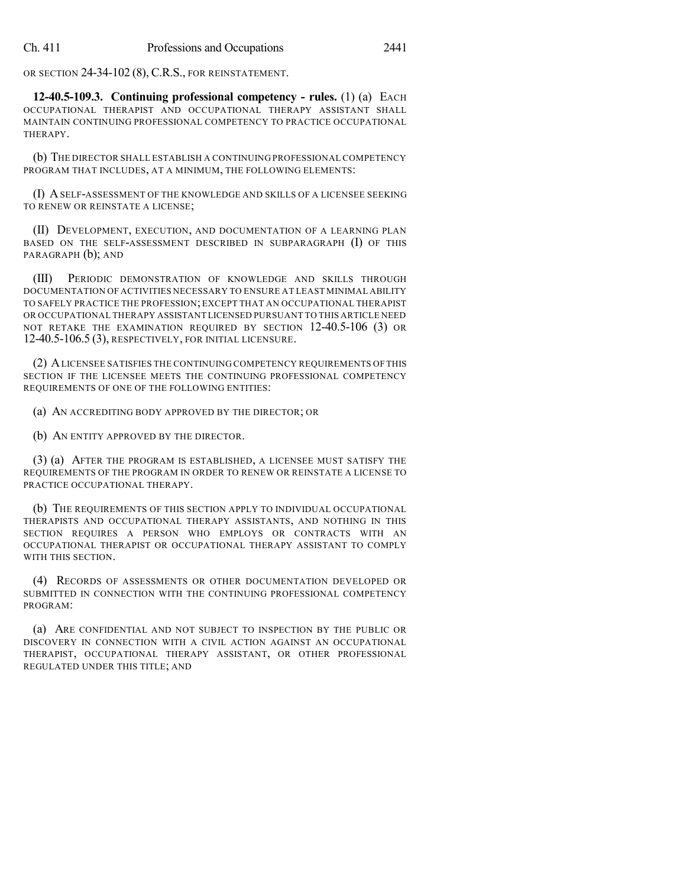OR SECTION 24-34-102 (8), C.R.S., FOR REINSTATEMENT.

**12-40.5-109.3. Continuing professional competency - rules.** (1) (a) EACH OCCUPATIONAL THERAPIST AND OCCUPATIONAL THERAPY ASSISTANT SHALL MAINTAIN CONTINUING PROFESSIONAL COMPETENCY TO PRACTICE OCCUPATIONAL THERAPY.

(b) THE DIRECTOR SHALL ESTABLISH A CONTINUING PROFESSIONAL COMPETENCY PROGRAM THAT INCLUDES, AT A MINIMUM, THE FOLLOWING ELEMENTS:

(I) A SELF-ASSESSMENT OF THE KNOWLEDGE AND SKILLS OF A LICENSEE SEEKING TO RENEW OR REINSTATE A LICENSE;

(II) DEVELOPMENT, EXECUTION, AND DOCUMENTATION OF A LEARNING PLAN BASED ON THE SELF-ASSESSMENT DESCRIBED IN SUBPARAGRAPH (I) OF THIS PARAGRAPH (b); AND

(III) PERIODIC DEMONSTRATION OF KNOWLEDGE AND SKILLS THROUGH DOCUMENTATION OF ACTIVITIES NECESSARY TO ENSURE AT LEAST MINIMAL ABILITY TO SAFELY PRACTICE THE PROFESSION; EXCEPT THAT AN OCCUPATIONAL THERAPIST OR OCCUPATIONAL THERAPY ASSISTANT LICENSED PURSUANT TO THIS ARTICLE NEED NOT RETAKE THE EXAMINATION REQUIRED BY SECTION 12-40.5-106 (3) OR 12-40.5-106.5 (3), RESPECTIVELY, FOR INITIAL LICENSURE.

(2) A LICENSEE SATISFIES THE CONTINUING COMPETENCY REQUIREMENTS OF THIS SECTION IF THE LICENSEE MEETS THE CONTINUING PROFESSIONAL COMPETENCY REQUIREMENTS OF ONE OF THE FOLLOWING ENTITIES:

(a) AN ACCREDITING BODY APPROVED BY THE DIRECTOR; OR

(b) AN ENTITY APPROVED BY THE DIRECTOR.

(3) (a) AFTER THE PROGRAM IS ESTABLISHED, A LICENSEE MUST SATISFY THE REQUIREMENTS OF THE PROGRAM IN ORDER TO RENEW OR REINSTATE A LICENSE TO PRACTICE OCCUPATIONAL THERAPY.

(b) THE REQUIREMENTS OF THIS SECTION APPLY TO INDIVIDUAL OCCUPATIONAL THERAPISTS AND OCCUPATIONAL THERAPY ASSISTANTS, AND NOTHING IN THIS SECTION REQUIRES A PERSON WHO EMPLOYS OR CONTRACTS WITH AN OCCUPATIONAL THERAPIST OR OCCUPATIONAL THERAPY ASSISTANT TO COMPLY WITH THIS SECTION.

(4) RECORDS OF ASSESSMENTS OR OTHER DOCUMENTATION DEVELOPED OR SUBMITTED IN CONNECTION WITH THE CONTINUING PROFESSIONAL COMPETENCY PROGRAM:

(a) ARE CONFIDENTIAL AND NOT SUBJECT TO INSPECTION BY THE PUBLIC OR DISCOVERY IN CONNECTION WITH A CIVIL ACTION AGAINST AN OCCUPATIONAL THERAPIST, OCCUPATIONAL THERAPY ASSISTANT, OR OTHER PROFESSIONAL REGULATED UNDER THIS TITLE; AND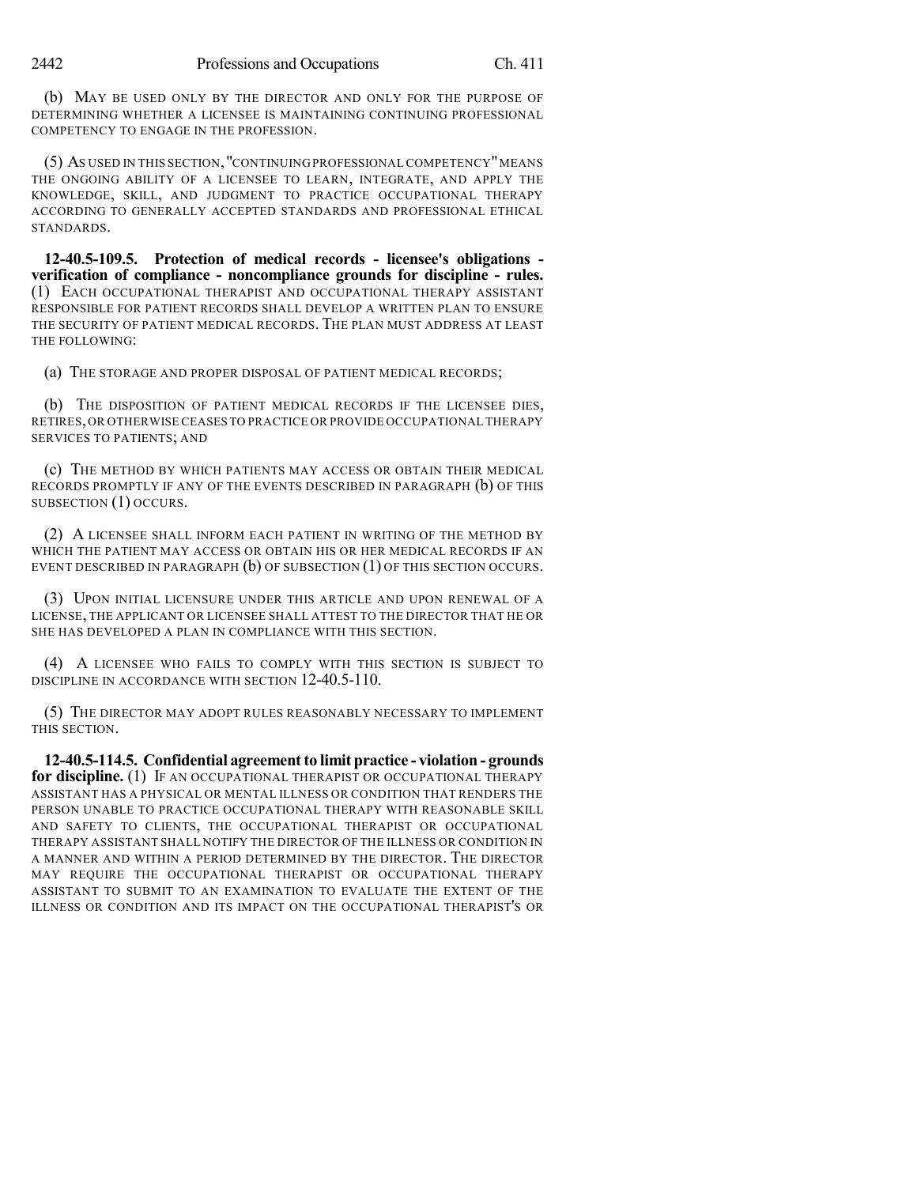(b) MAY BE USED ONLY BY THE DIRECTOR AND ONLY FOR THE PURPOSE OF DETERMINING WHETHER A LICENSEE IS MAINTAINING CONTINUING PROFESSIONAL COMPETENCY TO ENGAGE IN THE PROFESSION.

(5) AS USED IN THIS SECTION, "CONTINUING PROFESSIONAL COMPETENCY" MEANS THE ONGOING ABILITY OF A LICENSEE TO LEARN, INTEGRATE, AND APPLY THE KNOWLEDGE, SKILL, AND JUDGMENT TO PRACTICE OCCUPATIONAL THERAPY ACCORDING TO GENERALLY ACCEPTED STANDARDS AND PROFESSIONAL ETHICAL STANDARDS.

**12-40.5-109.5. Protection of medical records - licensee's obligations - verification of compliance - noncompliance grounds for discipline - rules.** (1) EACH OCCUPATIONAL THERAPIST AND OCCUPATIONAL THERAPY ASSISTANT RESPONSIBLE FOR PATIENT RECORDS SHALL DEVELOP A WRITTEN PLAN TO ENSURE THE SECURITY OF PATIENT MEDICAL RECORDS. THE PLAN MUST ADDRESS AT LEAST THE FOLLOWING:

(a) THE STORAGE AND PROPER DISPOSAL OF PATIENT MEDICAL RECORDS;

(b) THE DISPOSITION OF PATIENT MEDICAL RECORDS IF THE LICENSEE DIES, RETIRES, OR OTHERWISE CEASES TO PRACTICE OR PROVIDE OCCUPATIONAL THERAPY SERVICES TO PATIENTS; AND

(c) THE METHOD BY WHICH PATIENTS MAY ACCESS OR OBTAIN THEIR MEDICAL RECORDS PROMPTLY IF ANY OF THE EVENTS DESCRIBED IN PARAGRAPH (b) OF THIS SUBSECTION (1) OCCURS.

(2) A LICENSEE SHALL INFORM EACH PATIENT IN WRITING OF THE METHOD BY WHICH THE PATIENT MAY ACCESS OR OBTAIN HIS OR HER MEDICAL RECORDS IF AN EVENT DESCRIBED IN PARAGRAPH (b) OF SUBSECTION (1) OF THIS SECTION OCCURS.

(3) UPON INITIAL LICENSURE UNDER THIS ARTICLE AND UPON RENEWAL OF A LICENSE, THE APPLICANT OR LICENSEE SHALL ATTEST TO THE DIRECTOR THAT HE OR SHE HAS DEVELOPED A PLAN IN COMPLIANCE WITH THIS SECTION.

(4) A LICENSEE WHO FAILS TO COMPLY WITH THIS SECTION IS SUBJECT TO DISCIPLINE IN ACCORDANCE WITH SECTION 12-40.5-110.

(5) THE DIRECTOR MAY ADOPT RULES REASONABLY NECESSARY TO IMPLEMENT THIS SECTION.

**12-40.5-114.5. Confidential agreement to limit practice - violation - grounds for discipline.** (1) IF AN OCCUPATIONAL THERAPIST OR OCCUPATIONAL THERAPY ASSISTANT HAS A PHYSICAL OR MENTAL ILLNESS OR CONDITION THAT RENDERS THE PERSON UNABLE TO PRACTICE OCCUPATIONAL THERAPY WITH REASONABLE SKILL AND SAFETY TO CLIENTS, THE OCCUPATIONAL THERAPIST OR OCCUPATIONAL THERAPY ASSISTANT SHALL NOTIFY THE DIRECTOR OF THE ILLNESS OR CONDITION IN A MANNER AND WITHIN A PERIOD DETERMINED BY THE DIRECTOR. THE DIRECTOR MAY REQUIRE THE OCCUPATIONAL THERAPIST OR OCCUPATIONAL THERAPY ASSISTANT TO SUBMIT TO AN EXAMINATION TO EVALUATE THE EXTENT OF THE ILLNESS OR CONDITION AND ITS IMPACT ON THE OCCUPATIONAL THERAPIST'S OR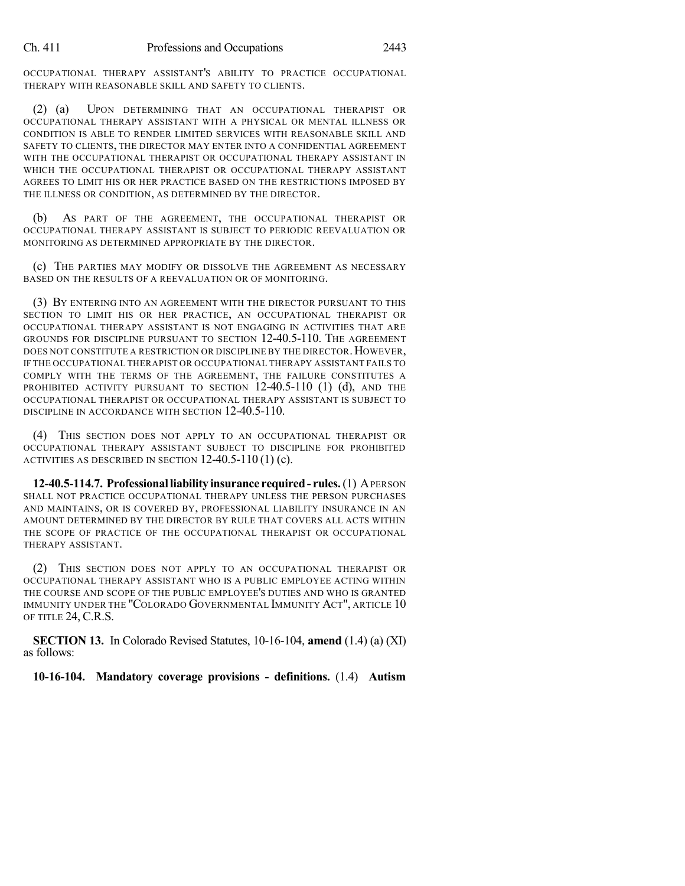OCCUPATIONAL THERAPY ASSISTANT'S ABILITY TO PRACTICE OCCUPATIONAL THERAPY WITH REASONABLE SKILL AND SAFETY TO CLIENTS.

(2) (a) UPON DETERMINING THAT AN OCCUPATIONAL THERAPIST OR OCCUPATIONAL THERAPY ASSISTANT WITH A PHYSICAL OR MENTAL ILLNESS OR CONDITION IS ABLE TO RENDER LIMITED SERVICES WITH REASONABLE SKILL AND SAFETY TO CLIENTS, THE DIRECTOR MAY ENTER INTO A CONFIDENTIAL AGREEMENT WITH THE OCCUPATIONAL THERAPIST OR OCCUPATIONAL THERAPY ASSISTANT IN WHICH THE OCCUPATIONAL THERAPIST OR OCCUPATIONAL THERAPY ASSISTANT AGREES TO LIMIT HIS OR HER PRACTICE BASED ON THE RESTRICTIONS IMPOSED BY THE ILLNESS OR CONDITION, AS DETERMINED BY THE DIRECTOR.

(b) AS PART OF THE AGREEMENT, THE OCCUPATIONAL THERAPIST OR OCCUPATIONAL THERAPY ASSISTANT IS SUBJECT TO PERIODIC REEVALUATION OR MONITORING AS DETERMINED APPROPRIATE BY THE DIRECTOR.

(c) THE PARTIES MAY MODIFY OR DISSOLVE THE AGREEMENT AS NECESSARY BASED ON THE RESULTS OF A REEVALUATION OR OF MONITORING.

(3) BY ENTERING INTO AN AGREEMENT WITH THE DIRECTOR PURSUANT TO THIS SECTION TO LIMIT HIS OR HER PRACTICE, AN OCCUPATIONAL THERAPIST OR OCCUPATIONAL THERAPY ASSISTANT IS NOT ENGAGING IN ACTIVITIES THAT ARE GROUNDS FOR DISCIPLINE PURSUANT TO SECTION 12-40.5-110. THE AGREEMENT DOES NOT CONSTITUTE A RESTRICTION OR DISCIPLINE BY THE DIRECTOR. HOWEVER, IF THE OCCUPATIONAL THERAPIST OR OCCUPATIONAL THERAPY ASSISTANT FAILS TO COMPLY WITH THE TERMS OF THE AGREEMENT, THE FAILURE CONSTITUTES A PROHIBITED ACTIVITY PURSUANT TO SECTION 12-40.5-110 (1) (d), AND THE OCCUPATIONAL THERAPIST OR OCCUPATIONAL THERAPY ASSISTANT IS SUBJECT TO DISCIPLINE IN ACCORDANCE WITH SECTION 12-40.5-110.

(4) THIS SECTION DOES NOT APPLY TO AN OCCUPATIONAL THERAPIST OR OCCUPATIONAL THERAPY ASSISTANT SUBJECT TO DISCIPLINE FOR PROHIBITED ACTIVITIES AS DESCRIBED IN SECTION 12-40.5-110 (1) (c).

**12-40.5-114.7. Professional liability insurance required - rules.** (1) A PERSON SHALL NOT PRACTICE OCCUPATIONAL THERAPY UNLESS THE PERSON PURCHASES AND MAINTAINS, OR IS COVERED BY, PROFESSIONAL LIABILITY INSURANCE IN AN AMOUNT DETERMINED BY THE DIRECTOR BY RULE THAT COVERS ALL ACTS WITHIN THE SCOPE OF PRACTICE OF THE OCCUPATIONAL THERAPIST OR OCCUPATIONAL THERAPY ASSISTANT.

(2) THIS SECTION DOES NOT APPLY TO AN OCCUPATIONAL THERAPIST OR OCCUPATIONAL THERAPY ASSISTANT WHO IS A PUBLIC EMPLOYEE ACTING WITHIN THE COURSE AND SCOPE OF THE PUBLIC EMPLOYEE'S DUTIES AND WHO IS GRANTED IMMUNITY UNDER THE "COLORADO GOVERNMENTAL IMMUNITY ACT", ARTICLE 10 OF TITLE 24, C.R.S.

**SECTION 13.** In Colorado Revised Statutes, 10-16-104, **amend** (1.4) (a) (XI) as follows:

**10-16-104. Mandatory coverage provisions - definitions.** (1.4) **Autism**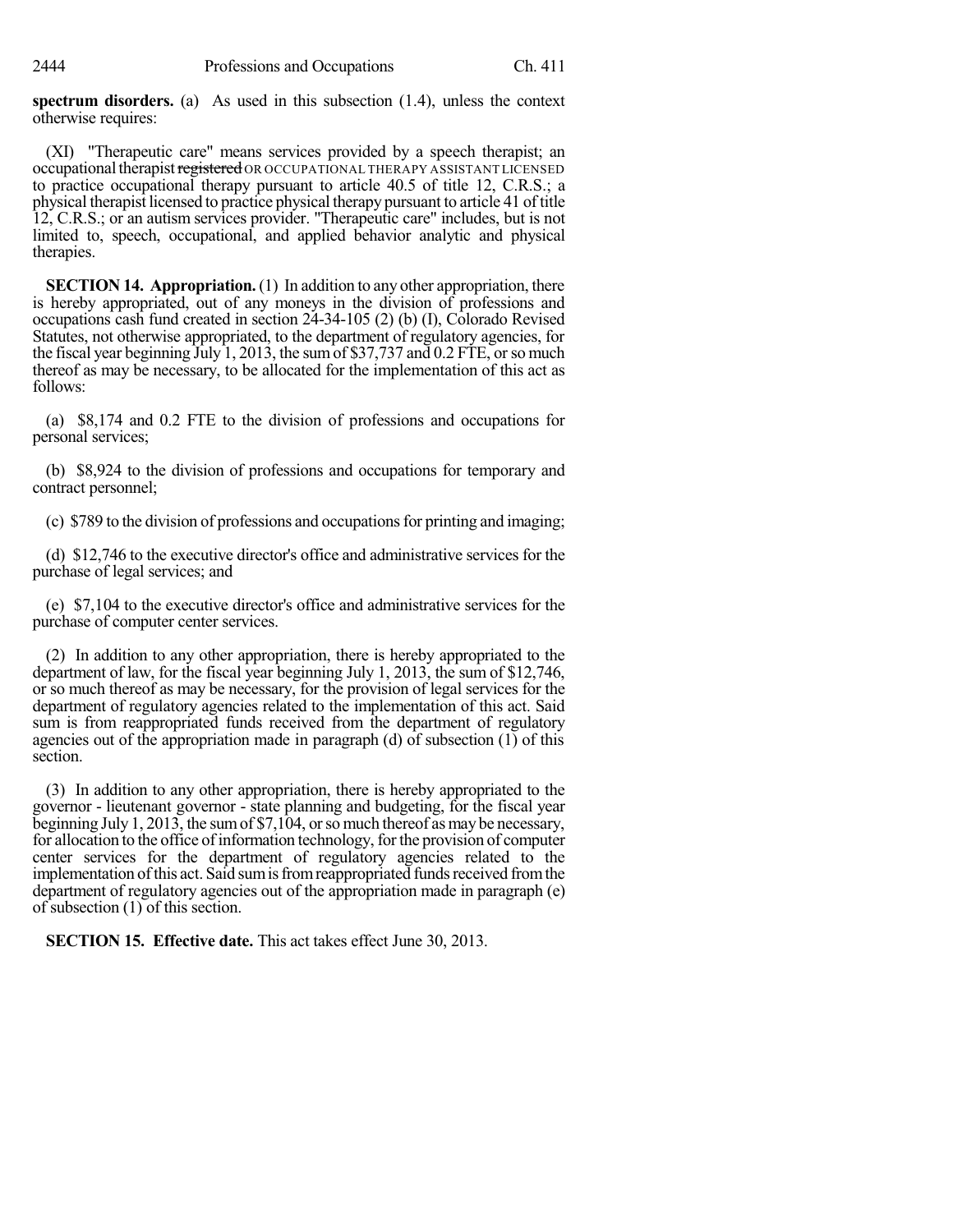**spectrum disorders.** (a) As used in this subsection (1.4), unless the context otherwise requires:

(XI) "Therapeutic care" means services provided by a speech therapist; an occupational therapist ~~registered~~ OR OCCUPATIONAL THERAPY ASSISTANT LICENSED to practice occupational therapy pursuant to article 40.5 of title 12, C.R.S.; a physical therapist licensed to practice physical therapy pursuant to article 41 of title 12, C.R.S.; or an autism services provider. "Therapeutic care" includes, but is not limited to, speech, occupational, and applied behavior analytic and physical therapies.

**SECTION 14. Appropriation.** (1) In addition to any other appropriation, there is hereby appropriated, out of any moneys in the division of professions and occupations cash fund created in section 24-34-105 (2) (b) (I), Colorado Revised Statutes, not otherwise appropriated, to the department of regulatory agencies, for the fiscal year beginning July 1, 2013, the sum of $37,737 and 0.2 FTE, or so much thereof as may be necessary, to be allocated for the implementation of this act as follows:

(a) $8,174 and 0.2 FTE to the division of professions and occupations for personal services;

(b) $8,924 to the division of professions and occupations for temporary and contract personnel;

(c) $789 to the division of professions and occupations for printing and imaging;

(d) $12,746 to the executive director's office and administrative services for the purchase of legal services; and

(e) $7,104 to the executive director's office and administrative services for the purchase of computer center services.

(2) In addition to any other appropriation, there is hereby appropriated to the department of law, for the fiscal year beginning July 1, 2013, the sum of $12,746, or so much thereof as may be necessary, for the provision of legal services for the department of regulatory agencies related to the implementation of this act. Said sum is from reappropriated funds received from the department of regulatory agencies out of the appropriation made in paragraph (d) of subsection (1) of this section.

(3) In addition to any other appropriation, there is hereby appropriated to the governor - lieutenant governor - state planning and budgeting, for the fiscal year beginning July 1, 2013, the sum of $7,104, or so much thereof as may be necessary, for allocation to the office of information technology, for the provision of computer center services for the department of regulatory agencies related to the implementation of this act. Said sum is from reappropriated funds received from the department of regulatory agencies out of the appropriation made in paragraph (e) of subsection (1) of this section.

**SECTION 15. Effective date.** This act takes effect June 30, 2013.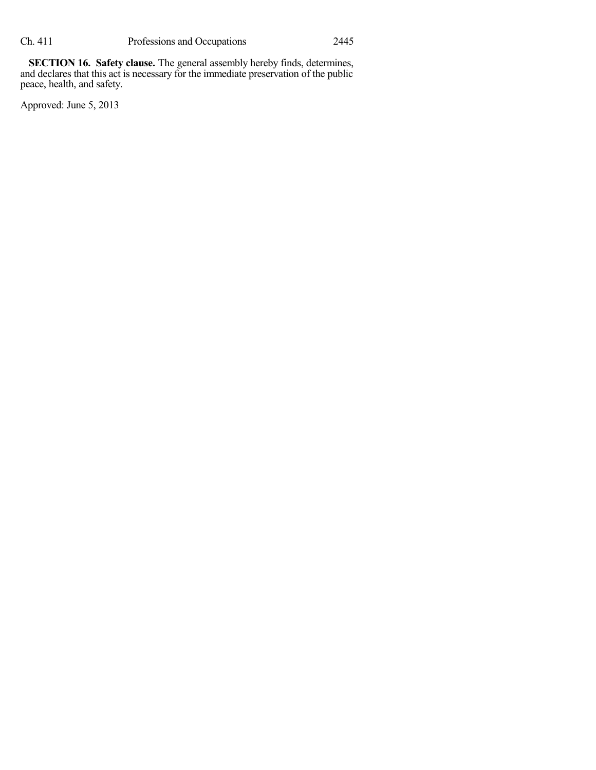**SECTION 16. Safety clause.** The general assembly hereby finds, determines, and declares that this act is necessary for the immediate preservation of the public peace, health, and safety.

Approved: June 5, 2013